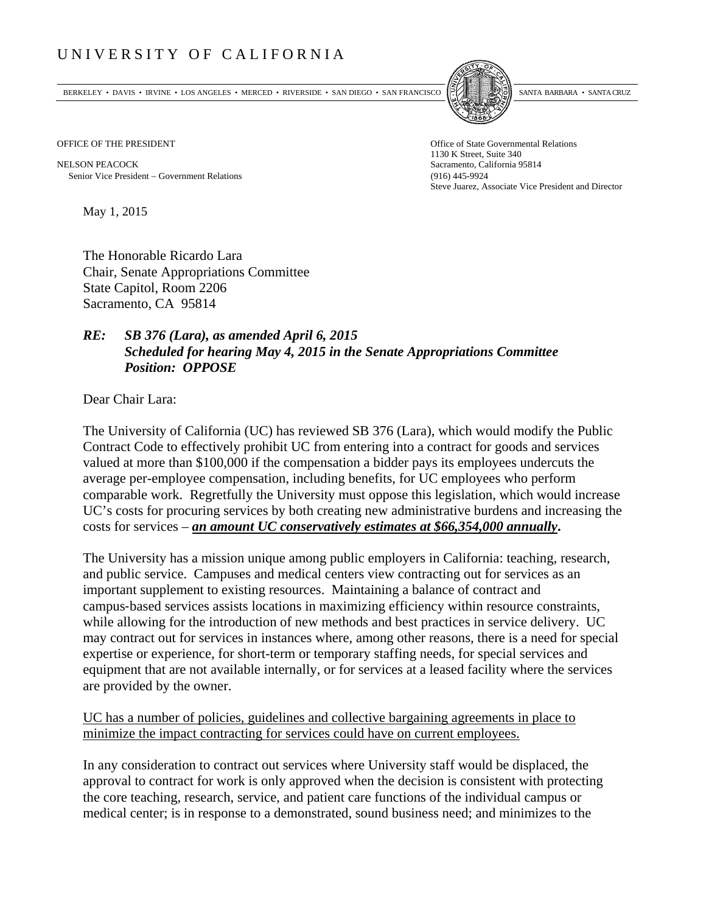# UNIVERSITY OF CALIFORNIA

BERKELEY • DAVIS • IRVINE • LOS ANGELES • MERCED • RIVERSIDE • SAN DIEGO • SAN FRANCISCO SANTA BARBARA • SANTA CRUZ

OFFICE OF THE PRESIDENT

NELSON PEACOCK
Senior Vice President – Government Relations

Office of State Governmental Relations
1130 K Street, Suite 340
Sacramento, California 95814
(916) 445-9924
Steve Juarez, Associate Vice President and Director

May 1, 2015

The Honorable Ricardo Lara
Chair, Senate Appropriations Committee
State Capitol, Room 2206
Sacramento, CA 95814

***RE: SB 376 (Lara), as amended April 6, 2015***
***Scheduled for hearing May 4, 2015 in the Senate Appropriations Committee***
***Position: OPPOSE***

Dear Chair Lara:

The University of California (UC) has reviewed SB 376 (Lara), which would modify the Public Contract Code to effectively prohibit UC from entering into a contract for goods and services valued at more than $100,000 if the compensation a bidder pays its employees undercuts the average per-employee compensation, including benefits, for UC employees who perform comparable work. Regretfully the University must oppose this legislation, which would increase UC's costs for procuring services by both creating new administrative burdens and increasing the costs for services – ***<u>an amount UC conservatively estimates at $66,354,000 annually</u>*****.**

The University has a mission unique among public employers in California: teaching, research, and public service. Campuses and medical centers view contracting out for services as an important supplement to existing resources. Maintaining a balance of contract and campus-based services assists locations in maximizing efficiency within resource constraints, while allowing for the introduction of new methods and best practices in service delivery. UC may contract out for services in instances where, among other reasons, there is a need for special expertise or experience, for short-term or temporary staffing needs, for special services and equipment that are not available internally, or for services at a leased facility where the services are provided by the owner.

<u>UC has a number of policies, guidelines and collective bargaining agreements in place to minimize the impact contracting for services could have on current employees.</u>

In any consideration to contract out services where University staff would be displaced, the approval to contract for work is only approved when the decision is consistent with protecting the core teaching, research, service, and patient care functions of the individual campus or medical center; is in response to a demonstrated, sound business need; and minimizes to the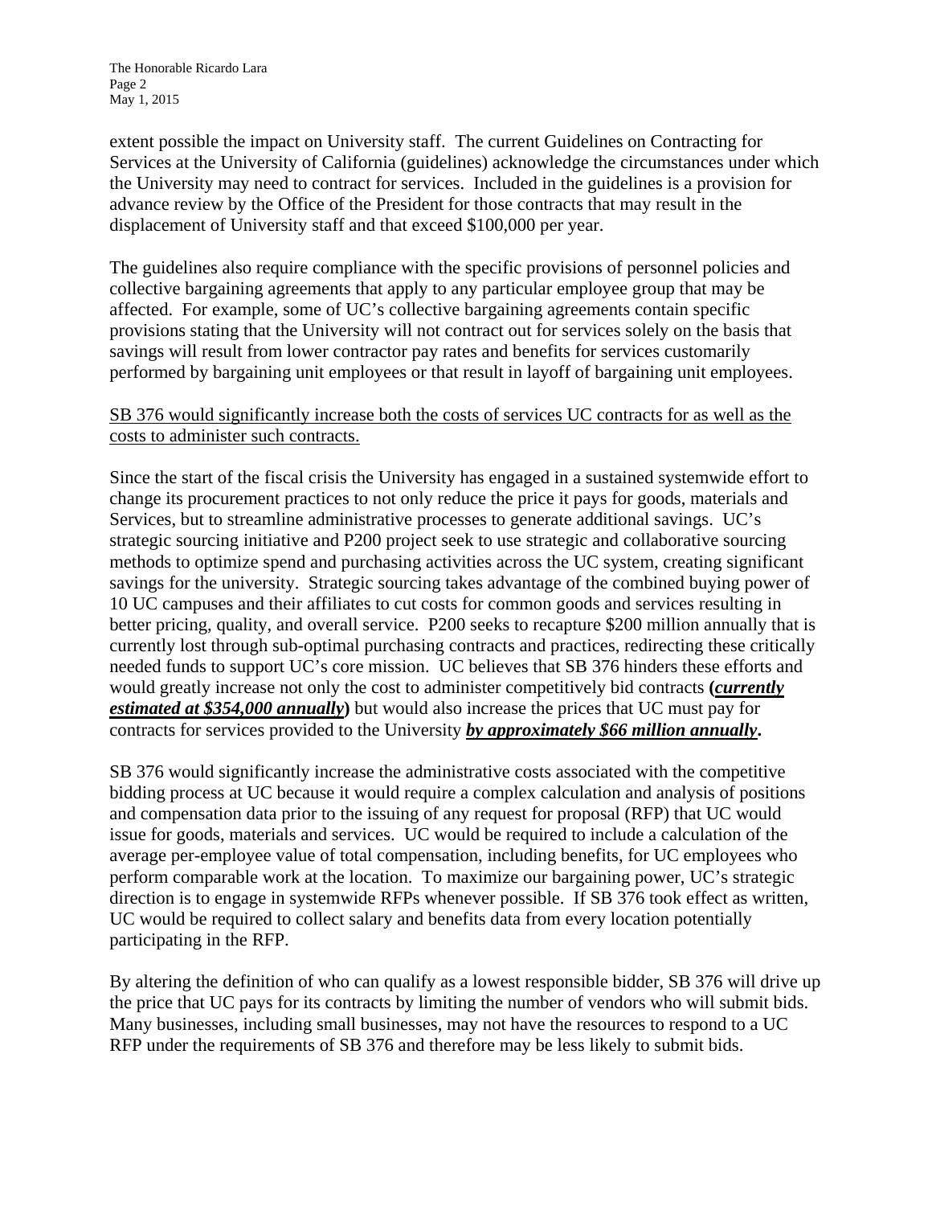extent possible the impact on University staff. The current Guidelines on Contracting for Services at the University of California (guidelines) acknowledge the circumstances under which the University may need to contract for services. Included in the guidelines is a provision for advance review by the Office of the President for those contracts that may result in the displacement of University staff and that exceed \$100,000 per year.

The guidelines also require compliance with the specific provisions of personnel policies and collective bargaining agreements that apply to any particular employee group that may be affected. For example, some of UC's collective bargaining agreements contain specific provisions stating that the University will not contract out for services solely on the basis that savings will result from lower contractor pay rates and benefits for services customarily performed by bargaining unit employees or that result in layoff of bargaining unit employees.

<u>SB 376 would significantly increase both the costs of services UC contracts for as well as the costs to administer such contracts.</u>

Since the start of the fiscal crisis the University has engaged in a sustained systemwide effort to change its procurement practices to not only reduce the price it pays for goods, materials and Services, but to streamline administrative processes to generate additional savings. UC's strategic sourcing initiative and P200 project seek to use strategic and collaborative sourcing methods to optimize spend and purchasing activities across the UC system, creating significant savings for the university. Strategic sourcing takes advantage of the combined buying power of 10 UC campuses and their affiliates to cut costs for common goods and services resulting in better pricing, quality, and overall service. P200 seeks to recapture \$200 million annually that is currently lost through sub-optimal purchasing contracts and practices, redirecting these critically needed funds to support UC's core mission. UC believes that SB 376 hinders these efforts and would greatly increase not only the cost to administer competitively bid contracts **(*<u>currently estimated at \$354,000 annually</u>*)** but would also increase the prices that UC must pay for contracts for services provided to the University ***<u>by approximately \$66 million annually</u>*.**

SB 376 would significantly increase the administrative costs associated with the competitive bidding process at UC because it would require a complex calculation and analysis of positions and compensation data prior to the issuing of any request for proposal (RFP) that UC would issue for goods, materials and services. UC would be required to include a calculation of the average per-employee value of total compensation, including benefits, for UC employees who perform comparable work at the location. To maximize our bargaining power, UC's strategic direction is to engage in systemwide RFPs whenever possible. If SB 376 took effect as written, UC would be required to collect salary and benefits data from every location potentially participating in the RFP.

By altering the definition of who can qualify as a lowest responsible bidder, SB 376 will drive up the price that UC pays for its contracts by limiting the number of vendors who will submit bids. Many businesses, including small businesses, may not have the resources to respond to a UC RFP under the requirements of SB 376 and therefore may be less likely to submit bids.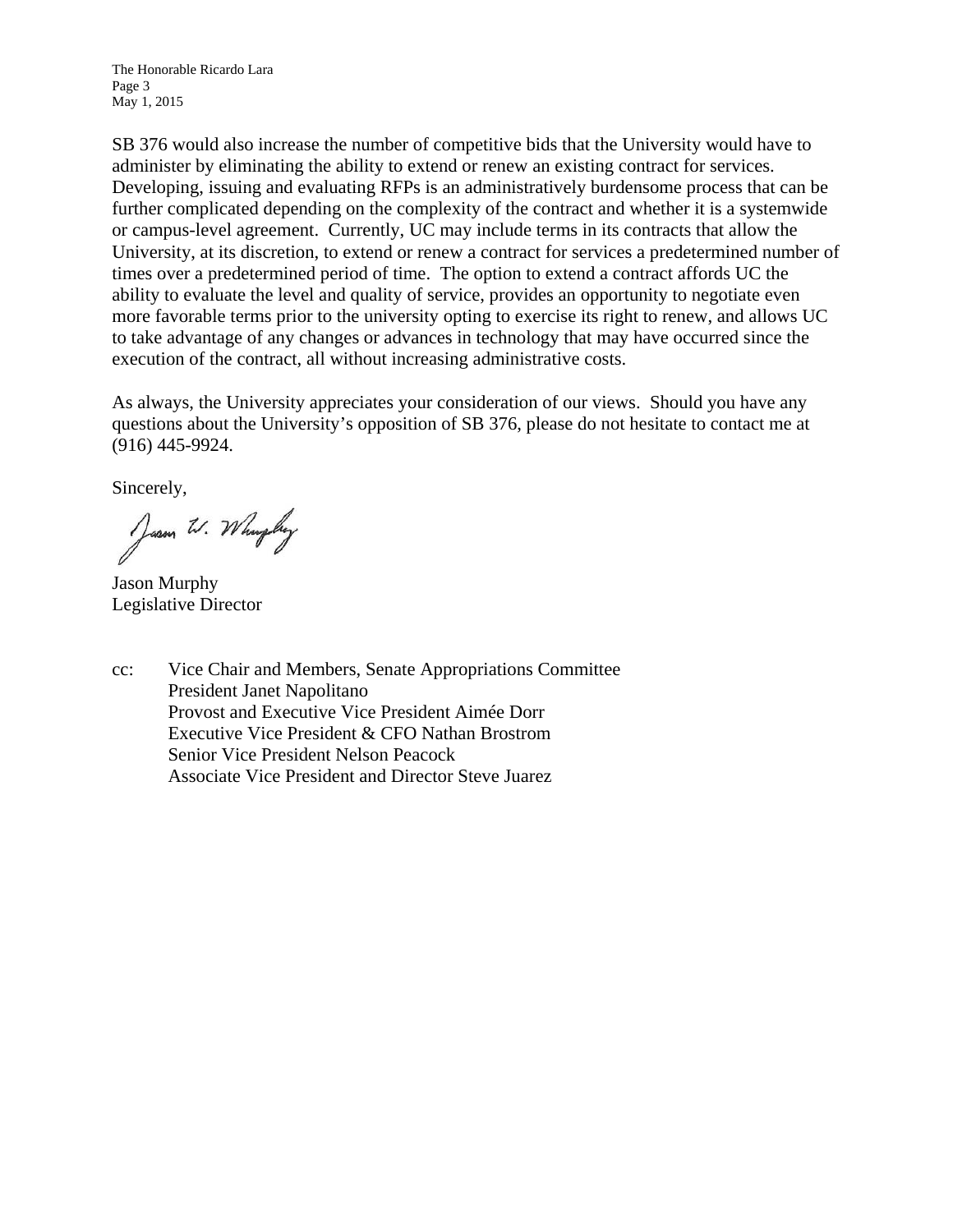SB 376 would also increase the number of competitive bids that the University would have to administer by eliminating the ability to extend or renew an existing contract for services. Developing, issuing and evaluating RFPs is an administratively burdensome process that can be further complicated depending on the complexity of the contract and whether it is a systemwide or campus-level agreement. Currently, UC may include terms in its contracts that allow the University, at its discretion, to extend or renew a contract for services a predetermined number of times over a predetermined period of time. The option to extend a contract affords UC the ability to evaluate the level and quality of service, provides an opportunity to negotiate even more favorable terms prior to the university opting to exercise its right to renew, and allows UC to take advantage of any changes or advances in technology that may have occurred since the execution of the contract, all without increasing administrative costs.

As always, the University appreciates your consideration of our views. Should you have any questions about the University's opposition of SB 376, please do not hesitate to contact me at (916) 445-9924.

Sincerely,

Jason W. Murphy

Jason Murphy
Legislative Director

cc: Vice Chair and Members, Senate Appropriations Committee
President Janet Napolitano
Provost and Executive Vice President Aimée Dorr
Executive Vice President & CFO Nathan Brostrom
Senior Vice President Nelson Peacock
Associate Vice President and Director Steve Juarez